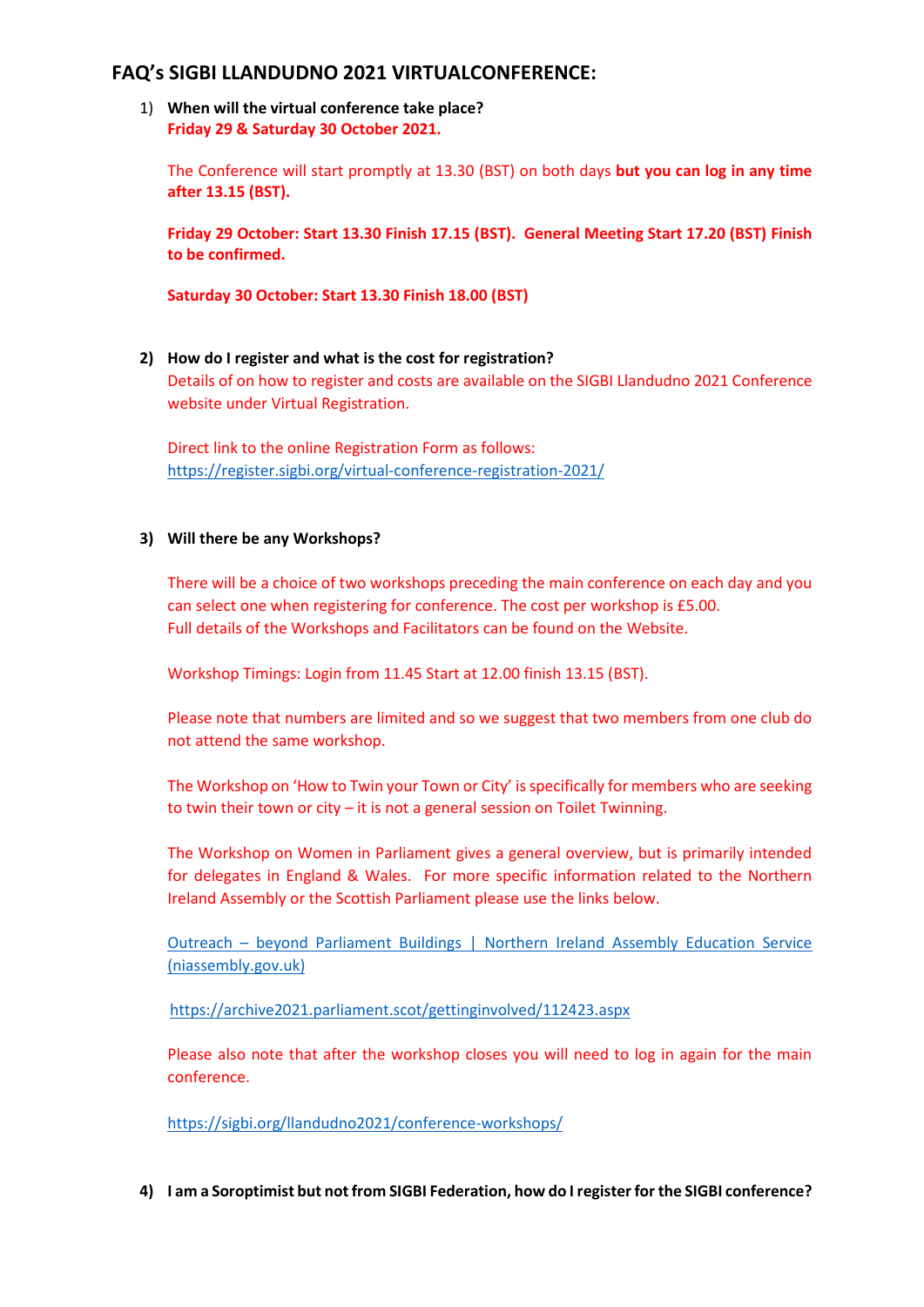# FAQ's SIGBI LLANDUDNO 2021 VIRTUALCONFERENCE:

1) **When will the virtual conference take place?**
   **Friday 29 & Saturday 30 October 2021.**

   The Conference will start promptly at 13.30 (BST) on both days **but you can log in any time after 13.15 (BST).**

   **Friday 29 October: Start 13.30 Finish 17.15 (BST). General Meeting Start 17.20 (BST) Finish to be confirmed.**

   **Saturday 30 October: Start 13.30 Finish 18.00 (BST)**

2) **How do I register and what is the cost for registration?**
   Details of on how to register and costs are available on the SIGBI Llandudno 2021 Conference website under Virtual Registration.

   Direct link to the online Registration Form as follows:
   https://register.sigbi.org/virtual-conference-registration-2021/

3) **Will there be any Workshops?**

   There will be a choice of two workshops preceding the main conference on each day and you can select one when registering for conference. The cost per workshop is £5.00.
   Full details of the Workshops and Facilitators can be found on the Website.

   Workshop Timings: Login from 11.45 Start at 12.00 finish 13.15 (BST).

   Please note that numbers are limited and so we suggest that two members from one club do not attend the same workshop.

   The Workshop on 'How to Twin your Town or City' is specifically for members who are seeking to twin their town or city – it is not a general session on Toilet Twinning.

   The Workshop on Women in Parliament gives a general overview, but is primarily intended for delegates in England & Wales. For more specific information related to the Northern Ireland Assembly or the Scottish Parliament please use the links below.

   Outreach – beyond Parliament Buildings | Northern Ireland Assembly Education Service (niassembly.gov.uk)

   https://archive2021.parliament.scot/gettinginvolved/112423.aspx

   Please also note that after the workshop closes you will need to log in again for the main conference.

   https://sigbi.org/llandudno2021/conference-workshops/

4) **I am a Soroptimist but not from SIGBI Federation, how do I register for the SIGBI conference?**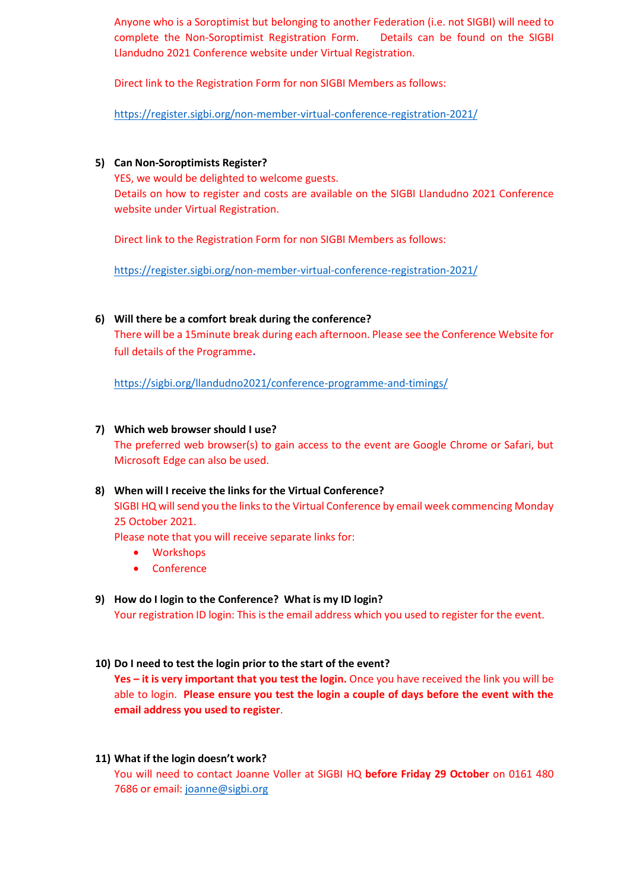Anyone who is a Soroptimist but belonging to another Federation (i.e. not SIGBI) will need to complete the Non-Soroptimist Registration Form. Details can be found on the SIGBI Llandudno 2021 Conference website under Virtual Registration.

Direct link to the Registration Form for non SIGBI Members as follows:

https://register.sigbi.org/non-member-virtual-conference-registration-2021/

5) **Can Non-Soroptimists Register?**
   YES, we would be delighted to welcome guests.
   Details on how to register and costs are available on the SIGBI Llandudno 2021 Conference website under Virtual Registration.

   Direct link to the Registration Form for non SIGBI Members as follows:

   https://register.sigbi.org/non-member-virtual-conference-registration-2021/

6) **Will there be a comfort break during the conference?**
   There will be a 15minute break during each afternoon. Please see the Conference Website for full details of the Programme.

   https://sigbi.org/llandudno2021/conference-programme-and-timings/

7) **Which web browser should I use?**
   The preferred web browser(s) to gain access to the event are Google Chrome or Safari, but Microsoft Edge can also be used.

8) **When will I receive the links for the Virtual Conference?**
   SIGBI HQ will send you the links to the Virtual Conference by email week commencing Monday 25 October 2021.
   Please note that you will receive separate links for:
   - Workshops
   - Conference

9) **How do I login to the Conference? What is my ID login?**
   Your registration ID login: This is the email address which you used to register for the event.

10) **Do I need to test the login prior to the start of the event?**
    **Yes – it is very important that you test the login.** Once you have received the link you will be able to login. **Please ensure you test the login a couple of days before the event with the email address you used to register**.

11) **What if the login doesn't work?**
    You will need to contact Joanne Voller at SIGBI HQ **before Friday 29 October** on 0161 480 7686 or email: joanne@sigbi.org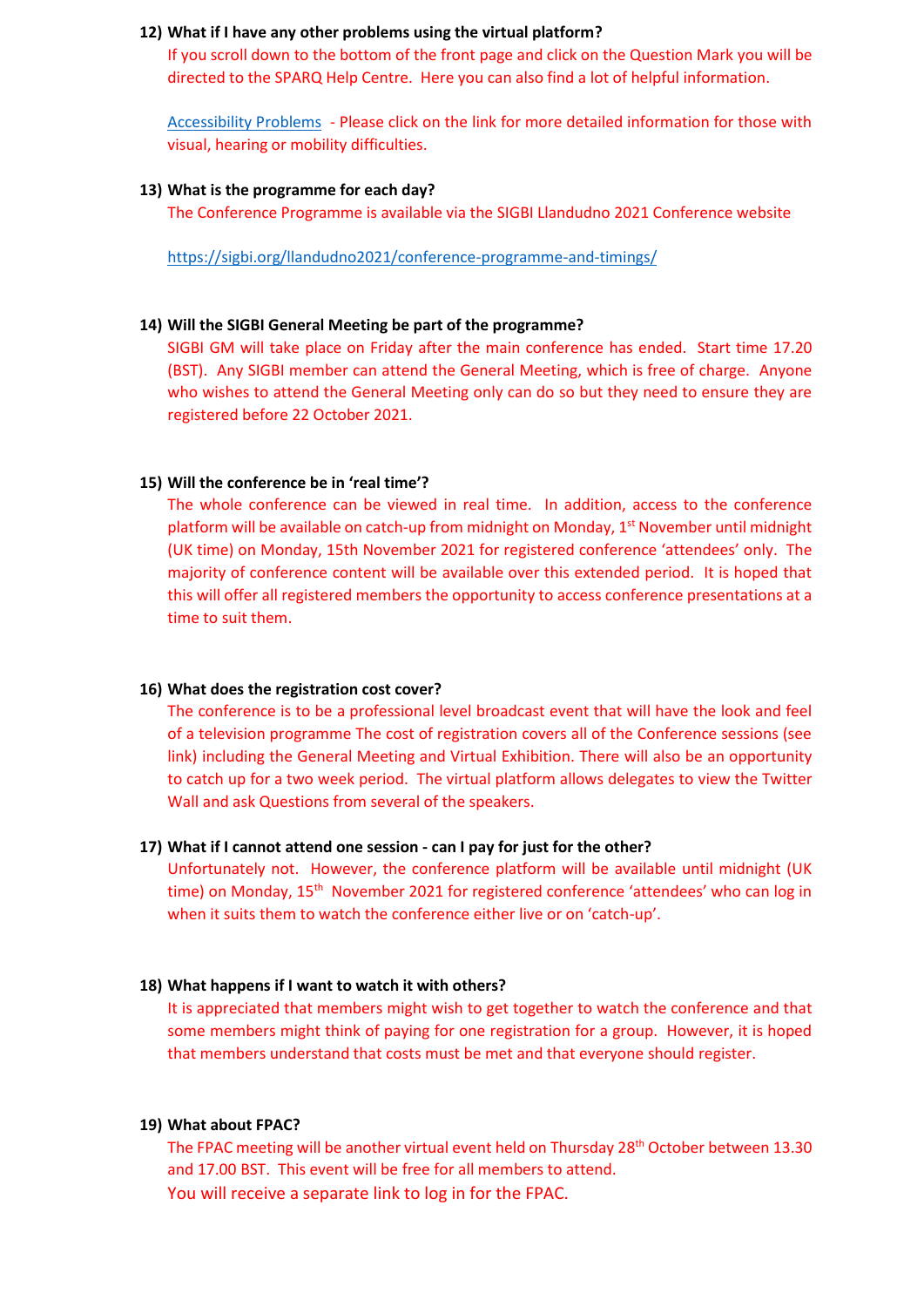**12) What if I have any other problems using the virtual platform?**

If you scroll down to the bottom of the front page and click on the Question Mark you will be directed to the SPARQ Help Centre. Here you can also find a lot of helpful information.

Accessibility Problems - Please click on the link for more detailed information for those with visual, hearing or mobility difficulties.

**13) What is the programme for each day?**

The Conference Programme is available via the SIGBI Llandudno 2021 Conference website

https://sigbi.org/llandudno2021/conference-programme-and-timings/

**14) Will the SIGBI General Meeting be part of the programme?**

SIGBI GM will take place on Friday after the main conference has ended. Start time 17.20 (BST). Any SIGBI member can attend the General Meeting, which is free of charge. Anyone who wishes to attend the General Meeting only can do so but they need to ensure they are registered before 22 October 2021.

**15) Will the conference be in 'real time'?**

The whole conference can be viewed in real time. In addition, access to the conference platform will be available on catch-up from midnight on Monday, 1st November until midnight (UK time) on Monday, 15th November 2021 for registered conference 'attendees' only. The majority of conference content will be available over this extended period. It is hoped that this will offer all registered members the opportunity to access conference presentations at a time to suit them.

**16) What does the registration cost cover?**

The conference is to be a professional level broadcast event that will have the look and feel of a television programme The cost of registration covers all of the Conference sessions (see link) including the General Meeting and Virtual Exhibition. There will also be an opportunity to catch up for a two week period. The virtual platform allows delegates to view the Twitter Wall and ask Questions from several of the speakers.

**17) What if I cannot attend one session - can I pay for just for the other?**

Unfortunately not. However, the conference platform will be available until midnight (UK time) on Monday, 15th November 2021 for registered conference 'attendees' who can log in when it suits them to watch the conference either live or on 'catch-up'.

**18) What happens if I want to watch it with others?**

It is appreciated that members might wish to get together to watch the conference and that some members might think of paying for one registration for a group. However, it is hoped that members understand that costs must be met and that everyone should register.

**19) What about FPAC?**

The FPAC meeting will be another virtual event held on Thursday 28th October between 13.30 and 17.00 BST. This event will be free for all members to attend.
You will receive a separate link to log in for the FPAC.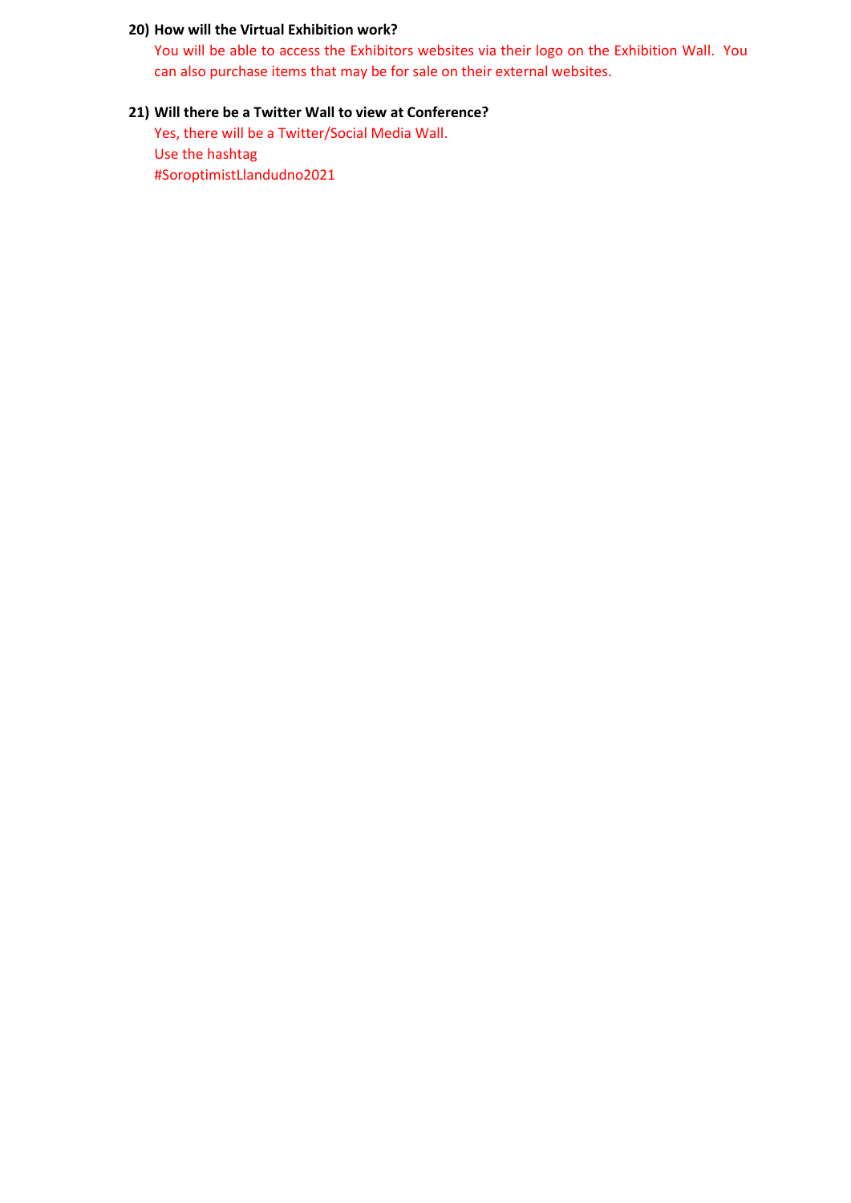**20) How will the Virtual Exhibition work?**

You will be able to access the Exhibitors websites via their logo on the Exhibition Wall. You can also purchase items that may be for sale on their external websites.

**21) Will there be a Twitter Wall to view at Conference?**

Yes, there will be a Twitter/Social Media Wall.
Use the hashtag
#SoroptimistLlandudno2021